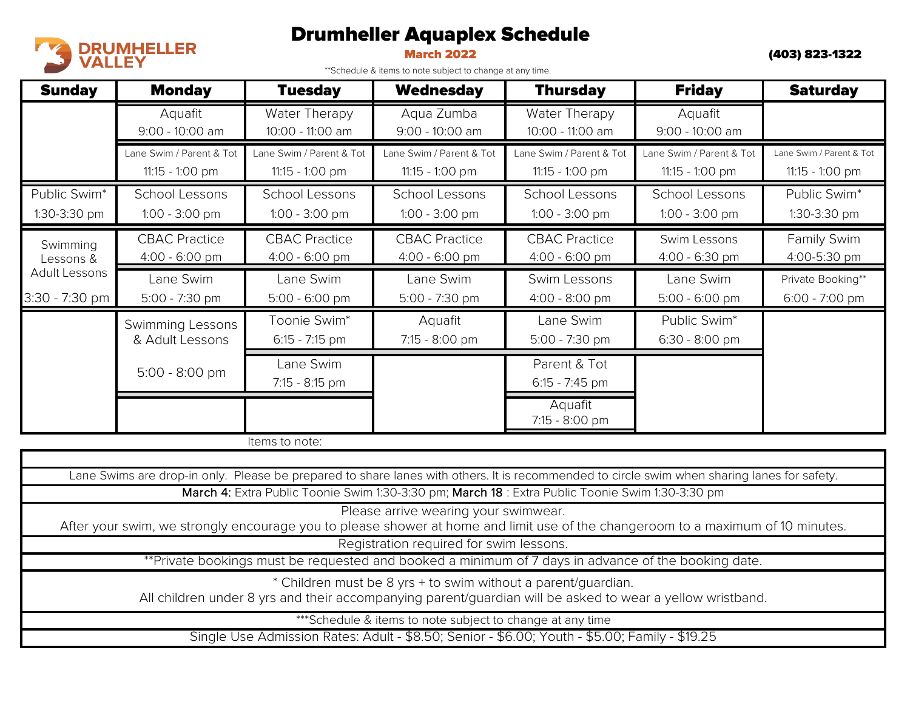# Drumheller Aquaplex Schedule

**March 2022**

**(403) 823-1322**

**Schedule & items to note subject to change at any time.

| Sunday | Monday | Tuesday | Wednesday | Thursday | Friday | Saturday |
|---|---|---|---|---|---|---|
| | Aquafit 9:00 - 10:00 am | Water Therapy 10:00 - 11:00 am | Aqua Zumba 9:00 - 10:00 am | Water Therapy 10:00 - 11:00 am | Aquafit 9:00 - 10:00 am | |
| | Lane Swim / Parent & Tot 11:15 - 1:00 pm | Lane Swim / Parent & Tot 11:15 - 1:00 pm | Lane Swim / Parent & Tot 11:15 - 1:00 pm | Lane Swim / Parent & Tot 11:15 - 1:00 pm | Lane Swim / Parent & Tot 11:15 - 1:00 pm | Lane Swim / Parent & Tot 11:15 - 1:00 pm |
| Public Swim* 1:30-3:30 pm | School Lessons 1:00 - 3:00 pm | School Lessons 1:00 - 3:00 pm | School Lessons 1:00 - 3:00 pm | School Lessons 1:00 - 3:00 pm | School Lessons 1:00 - 3:00 pm | Public Swim* 1:30-3:30 pm |
| Swimming Lessons & Adult Lessons 3:30 - 7:30 pm | CBAC Practice 4:00 - 6:00 pm | CBAC Practice 4:00 - 6:00 pm | CBAC Practice 4:00 - 6:00 pm | CBAC Practice 4:00 - 6:00 pm | Swim Lessons 4:00 - 6:30 pm | Family Swim 4:00-5:30 pm |
| | Lane Swim 5:00 - 7:30 pm | Lane Swim 5:00 - 6:00 pm | Lane Swim 5:00 - 7:30 pm | Swim Lessons 4:00 - 8:00 pm | Lane Swim 5:00 - 6:00 pm | Private Booking** 6:00 - 7:00 pm |
| | Swimming Lessons & Adult Lessons 5:00 - 8:00 pm | Toonie Swim* 6:15 - 7:15 pm | Aquafit 7:15 - 8:00 pm | Lane Swim 5:00 - 7:30 pm | Public Swim* 6:30 - 8:00 pm | |
| | | Lane Swim 7:15 - 8:15 pm | | Parent & Tot 6:15 - 7:45 pm | | |
| | | | | Aquafit 7:15 - 8:00 pm | | |

Items to note:

| |
|---|
| Lane Swims are drop-in only. Please be prepared to share lanes with others. It is recommended to circle swim when sharing lanes for safety. |
| March 4: Extra Public Toonie Swim 1:30-3:30 pm; March 18 : Extra Public Toonie Swim 1:30-3:30 pm |
| Please arrive wearing your swimwear. After your swim, we strongly encourage you to please shower at home and limit use of the changeroom to a maximum of 10 minutes. |
| Registration required for swim lessons. |
| **Private bookings must be requested and booked a minimum of 7 days in advance of the booking date. |
| * Children must be 8 yrs + to swim without a parent/guardian. All children under 8 yrs and their accompanying parent/guardian will be asked to wear a yellow wristband. |
| ***Schedule & items to note subject to change at any time |
| Single Use Admission Rates: Adult - $8.50; Senior - $6.00; Youth - $5.00; Family - $19.25 |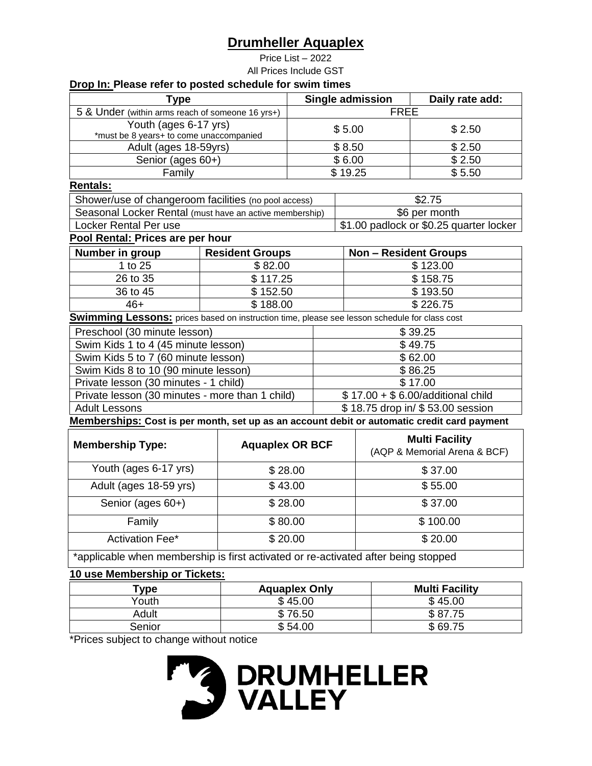# Drumheller Aquaplex

Price List – 2022

All Prices Include GST

**Drop In: Please refer to posted schedule for swim times**

| Type | Single admission | Daily rate add: |
| --- | --- | --- |
| 5 & Under (within arms reach of someone 16 yrs+) | FREE | |
| Youth (ages 6-17 yrs) *must be 8 years+ to come unaccompanied | $ 5.00 | $ 2.50 |
| Adult (ages 18-59yrs) | $ 8.50 | $ 2.50 |
| Senior (ages 60+) | $ 6.00 | $ 2.50 |
| Family | $ 19.25 | $ 5.50 |

**Rentals:**

| | |
| --- | --- |
| Shower/use of changeroom facilities (no pool access) | $2.75 |
| Seasonal Locker Rental (must have an active membership) | $6 per month |
| Locker Rental Per use | $1.00 padlock or $0.25 quarter locker |

**Pool Rental: Prices are per hour**

| Number in group | Resident Groups | Non – Resident Groups |
| --- | --- | --- |
| 1 to 25 | $ 82.00 | $ 123.00 |
| 26 to 35 | $ 117.25 | $ 158.75 |
| 36 to 45 | $ 152.50 | $ 193.50 |
| 46+ | $ 188.00 | $ 226.75 |

**Swimming Lessons:** prices based on instruction time, please see lesson schedule for class cost

| | |
| --- | --- |
| Preschool (30 minute lesson) | $ 39.25 |
| Swim Kids 1 to 4 (45 minute lesson) | $ 49.75 |
| Swim Kids 5 to 7 (60 minute lesson) | $ 62.00 |
| Swim Kids 8 to 10 (90 minute lesson) | $ 86.25 |
| Private lesson (30 minutes - 1 child) | $ 17.00 |
| Private lesson (30 minutes - more than 1 child) | $ 17.00 + $ 6.00/additional child |
| Adult Lessons | $ 18.75 drop in/ $ 53.00 session |

**Memberships: Cost is per month, set up as an account debit or automatic credit card payment**

| Membership Type: | Aquaplex OR BCF | Multi Facility (AQP & Memorial Arena & BCF) |
| --- | --- | --- |
| Youth (ages 6-17 yrs) | $ 28.00 | $ 37.00 |
| Adult (ages 18-59 yrs) | $ 43.00 | $ 55.00 |
| Senior (ages 60+) | $ 28.00 | $ 37.00 |
| Family | $ 80.00 | $ 100.00 |
| Activation Fee* | $ 20.00 | $ 20.00 |

*applicable when membership is first activated or re-activated after being stopped

**10 use Membership or Tickets:**

| Type | Aquaplex Only | Multi Facility |
| --- | --- | --- |
| Youth | $ 45.00 | $ 45.00 |
| Adult | $ 76.50 | $ 87.75 |
| Senior | $ 54.00 | $ 69.75 |

*Prices subject to change without notice

DRUMHELLER VALLEY